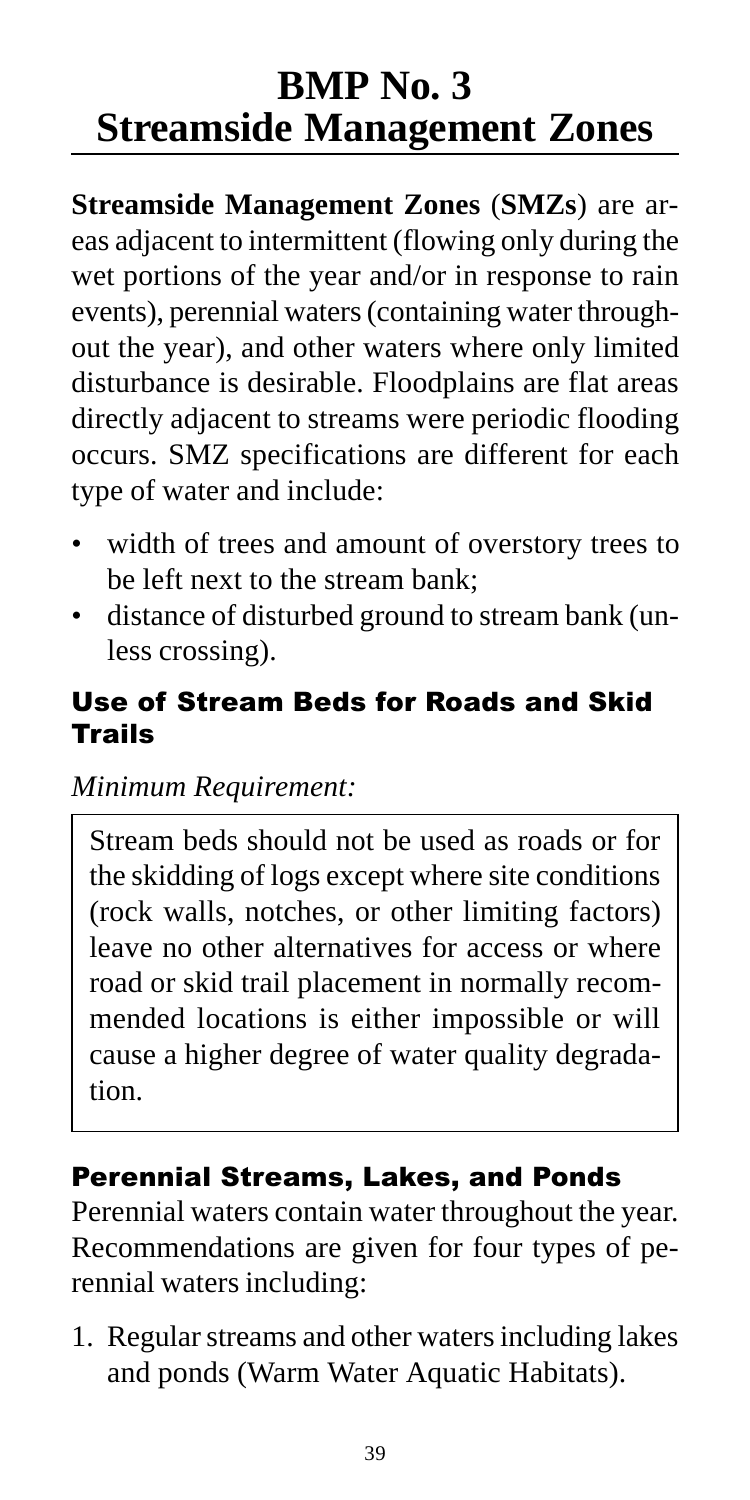# BMP No. 3
# Streamside Management Zones

**Streamside Management Zones** (**SMZs**) are areas adjacent to intermittent (flowing only during the wet portions of the year and/or in response to rain events), perennial waters (containing water throughout the year), and other waters where only limited disturbance is desirable. Floodplains are flat areas directly adjacent to streams were periodic flooding occurs. SMZ specifications are different for each type of water and include:

- width of trees and amount of overstory trees to be left next to the stream bank;
- distance of disturbed ground to stream bank (unless crossing).

## Use of Stream Beds for Roads and Skid Trails

*Minimum Requirement:*

> Stream beds should not be used as roads or for the skidding of logs except where site conditions (rock walls, notches, or other limiting factors) leave no other alternatives for access or where road or skid trail placement in normally recommended locations is either impossible or will cause a higher degree of water quality degradation.

## Perennial Streams, Lakes, and Ponds

Perennial waters contain water throughout the year. Recommendations are given for four types of perennial waters including:

1. Regular streams and other waters including lakes and ponds (Warm Water Aquatic Habitats).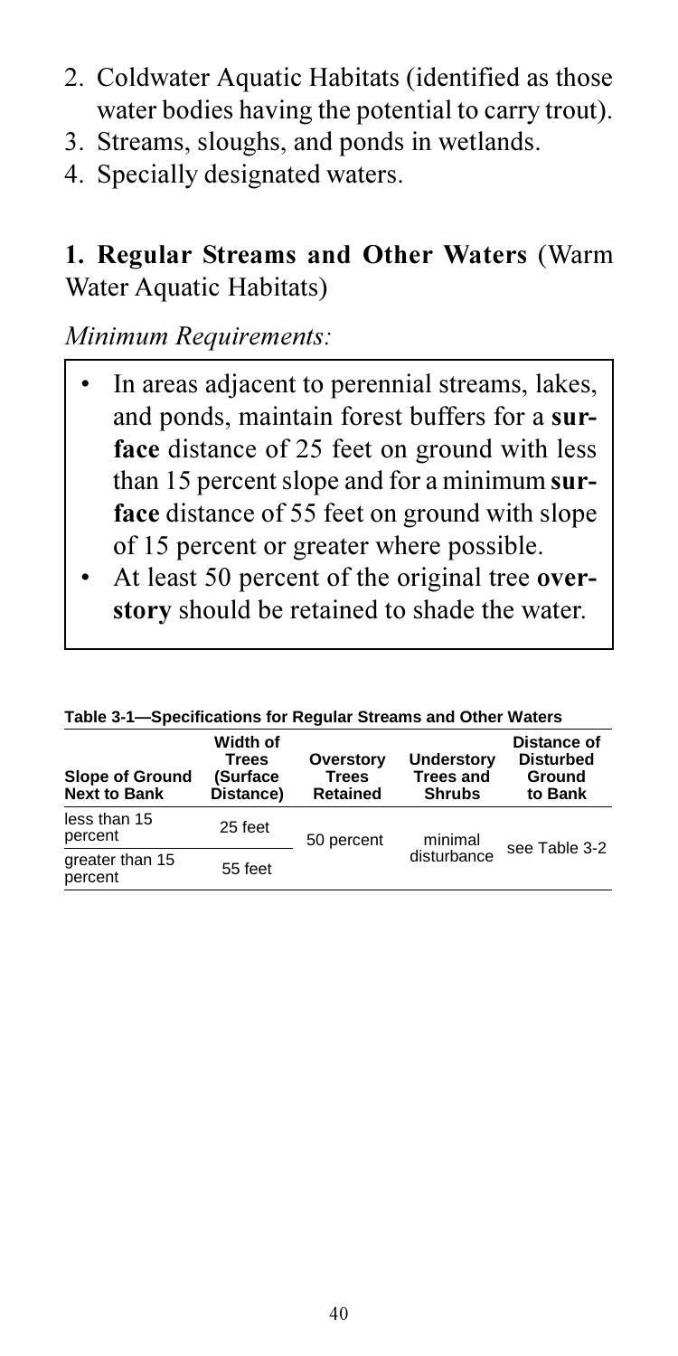2. Coldwater Aquatic Habitats (identified as those water bodies having the potential to carry trout).
3. Streams, sloughs, and ponds in wetlands.
4. Specially designated waters.

## 1. Regular Streams and Other Waters (Warm Water Aquatic Habitats)

*Minimum Requirements:*

- In areas adjacent to perennial streams, lakes, and ponds, maintain forest buffers for a **surface** distance of 25 feet on ground with less than 15 percent slope and for a minimum **surface** distance of 55 feet on ground with slope of 15 percent or greater where possible.
- At least 50 percent of the original tree **overstory** should be retained to shade the water.

**Table 3-1—Specifications for Regular Streams and Other Waters**

| Slope of Ground Next to Bank | Width of Trees (Surface Distance) | Overstory Trees Retained | Understory Trees and Shrubs | Distance of Disturbed Ground to Bank |
|---|---|---|---|---|
| less than 15 percent | 25 feet | 50 percent | minimal disturbance | see Table 3-2 |
| greater than 15 percent | 55 feet | | | |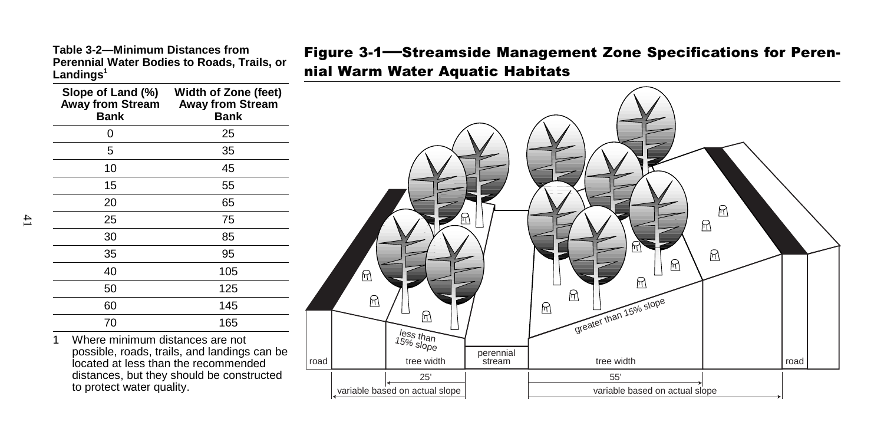**Table 3-2—Minimum Distances from Perennial Water Bodies to Roads, Trails, or Landings[1]**

| Slope of Land (%) Away from Stream Bank | Width of Zone (feet) Away from Stream Bank |
|---|---|
| 0 | 25 |
| 5 | 35 |
| 10 | 45 |
| 15 | 55 |
| 20 | 65 |
| 25 | 75 |
| 30 | 85 |
| 35 | 95 |
| 40 | 105 |
| 50 | 125 |
| 60 | 145 |
| 70 | 165 |

1 Where minimum distances are not possible, roads, trails, and landings can be located at less than the recommended distances, but they should be constructed to protect water quality.

## Figure 3-1—Streamside Management Zone Specifications for Perennial Warm Water Aquatic Habitats

road | less than 15% slope | tree width | 25' | variable based on actual slope | perennial stream | greater than 15% slope | tree width | 55' | variable based on actual slope | road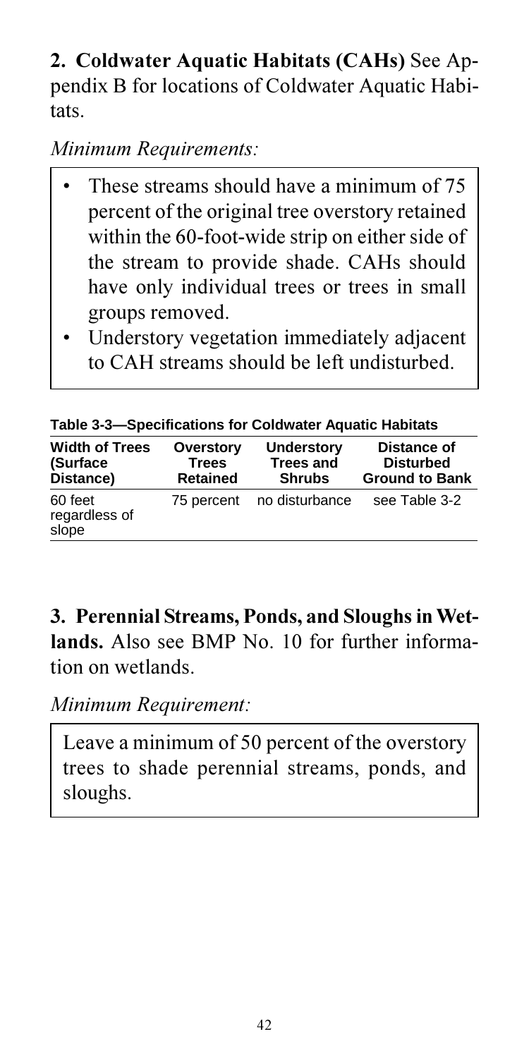**2. Coldwater Aquatic Habitats (CAHs)** See Appendix B for locations of Coldwater Aquatic Habitats.

*Minimum Requirements:*

- These streams should have a minimum of 75 percent of the original tree overstory retained within the 60-foot-wide strip on either side of the stream to provide shade. CAHs should have only individual trees or trees in small groups removed.
- Understory vegetation immediately adjacent to CAH streams should be left undisturbed.

**Table 3-3—Specifications for Coldwater Aquatic Habitats**

| Width of Trees (Surface Distance) | Overstory Trees Retained | Understory Trees and Shrubs | Distance of Disturbed Ground to Bank |
|---|---|---|---|
| 60 feet regardless of slope | 75 percent | no disturbance | see Table 3-2 |

**3. Perennial Streams, Ponds, and Sloughs in Wetlands.** Also see BMP No. 10 for further information on wetlands.

*Minimum Requirement:*

Leave a minimum of 50 percent of the overstory trees to shade perennial streams, ponds, and sloughs.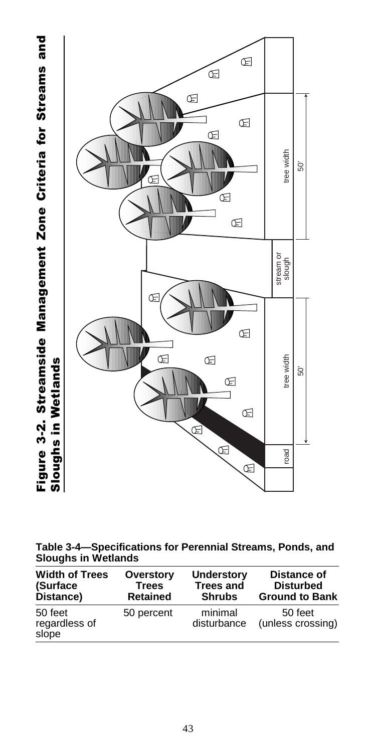**Figure 3-2. Streamside Management Zone Criteria for Streams and Sloughs in Wetlands**

road

tree width

50'

stream or slough

tree width

50'

**Table 3-4—Specifications for Perennial Streams, Ponds, and Sloughs in Wetlands**

| Width of Trees (Surface Distance) | Overstory Trees Retained | Understory Trees and Shrubs | Distance of Disturbed Ground to Bank |
|---|---|---|---|
| 50 feet regardless of slope | 50 percent | minimal disturbance | 50 feet (unless crossing) |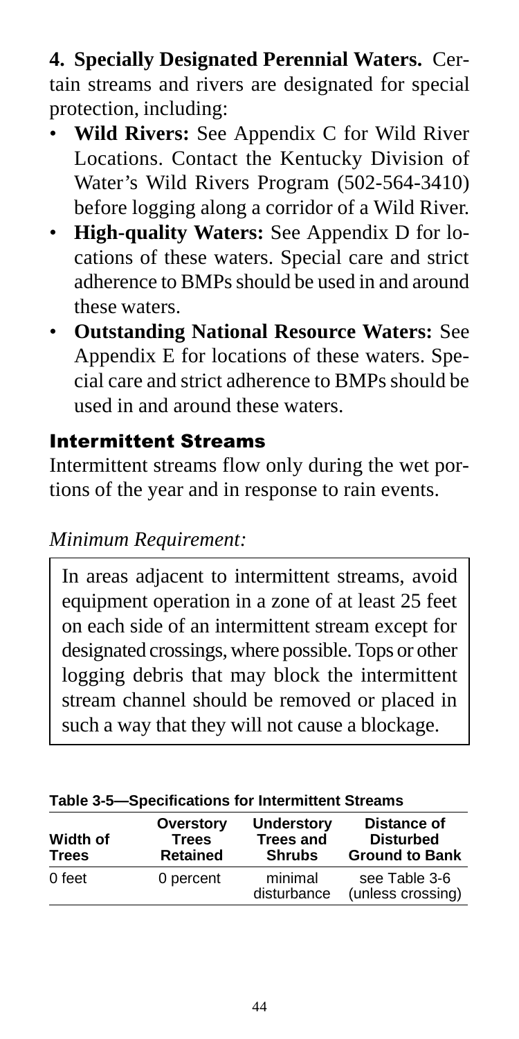**4. Specially Designated Perennial Waters.** Certain streams and rivers are designated for special protection, including:

- **Wild Rivers:** See Appendix C for Wild River Locations. Contact the Kentucky Division of Water's Wild Rivers Program (502-564-3410) before logging along a corridor of a Wild River.
- **High-quality Waters:** See Appendix D for locations of these waters. Special care and strict adherence to BMPs should be used in and around these waters.
- **Outstanding National Resource Waters:** See Appendix E for locations of these waters. Special care and strict adherence to BMPs should be used in and around these waters.

## Intermittent Streams

Intermittent streams flow only during the wet portions of the year and in response to rain events.

*Minimum Requirement:*

In areas adjacent to intermittent streams, avoid equipment operation in a zone of at least 25 feet on each side of an intermittent stream except for designated crossings, where possible. Tops or other logging debris that may block the intermittent stream channel should be removed or placed in such a way that they will not cause a blockage.

**Table 3-5—Specifications for Intermittent Streams**

| Width of Trees | Overstory Trees Retained | Understory Trees and Shrubs | Distance of Disturbed Ground to Bank |
|---|---|---|---|
| 0 feet | 0 percent | minimal disturbance | see Table 3-6 (unless crossing) |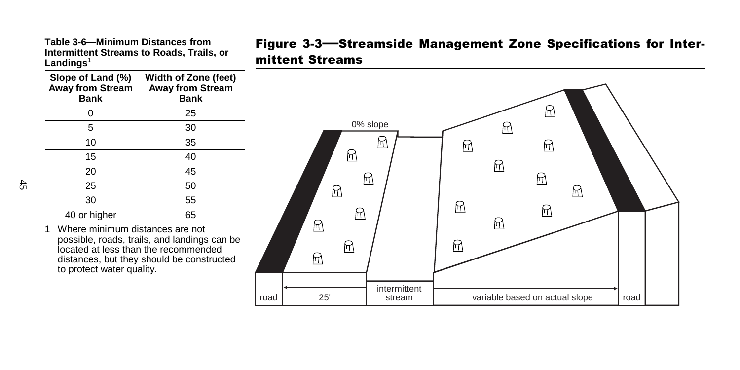**Table 3-6—Minimum Distances from Intermittent Streams to Roads, Trails, or Landings[1]**

| Slope of Land (%) Away from Stream Bank | Width of Zone (feet) Away from Stream Bank |
| --- | --- |
| 0 | 25 |
| 5 | 30 |
| 10 | 35 |
| 15 | 40 |
| 20 | 45 |
| 25 | 50 |
| 30 | 55 |
| 40 or higher | 65 |

1 Where minimum distances are not possible, roads, trails, and landings can be located at less than the recommended distances, but they should be constructed to protect water quality.

## Figure 3-3—Streamside Management Zone Specifications for Intermittent Streams

0% slope

road | 25' | intermittent stream | variable based on actual slope | road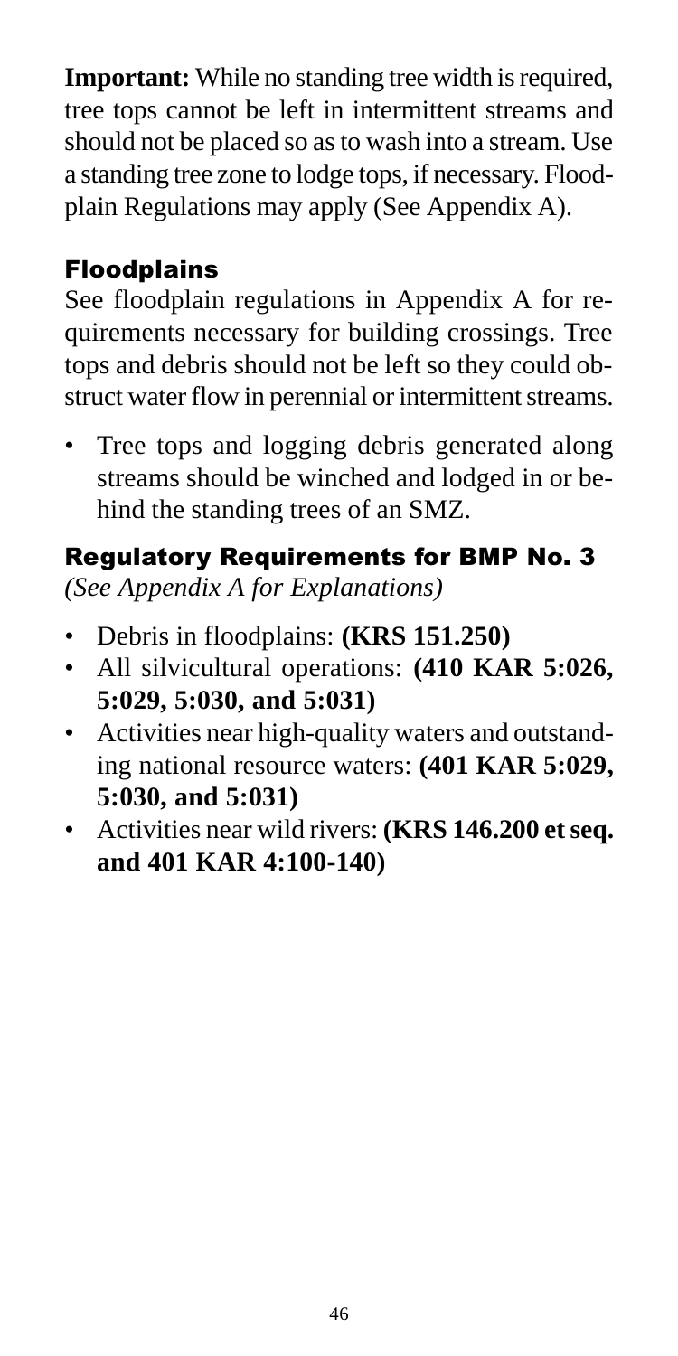**Important:** While no standing tree width is required, tree tops cannot be left in intermittent streams and should not be placed so as to wash into a stream. Use a standing tree zone to lodge tops, if necessary. Floodplain Regulations may apply (See Appendix A).

## Floodplains

See floodplain regulations in Appendix A for requirements necessary for building crossings. Tree tops and debris should not be left so they could obstruct water flow in perennial or intermittent streams.

- Tree tops and logging debris generated along streams should be winched and lodged in or behind the standing trees of an SMZ.

## Regulatory Requirements for BMP No. 3

*(See Appendix A for Explanations)*

- Debris in floodplains: **(KRS 151.250)**
- All silvicultural operations: **(410 KAR 5:026, 5:029, 5:030, and 5:031)**
- Activities near high-quality waters and outstanding national resource waters: **(401 KAR 5:029, 5:030, and 5:031)**
- Activities near wild rivers: **(KRS 146.200 et seq. and 401 KAR 4:100-140)**